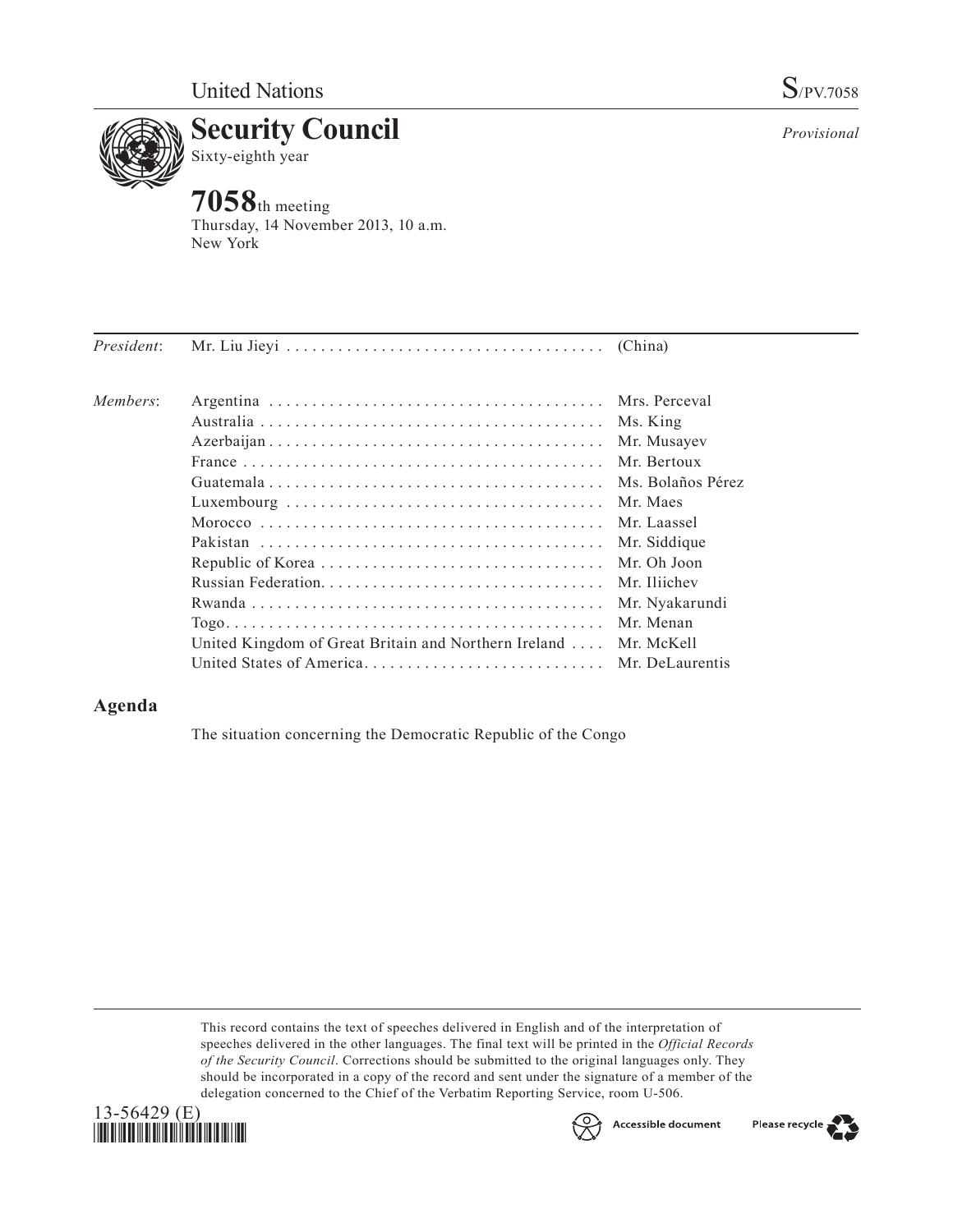United Nations S/PV.7058

# Security Council

Sixty-eighth year

*Provisional*

## 7058th meeting

Thursday, 14 November 2013, 10 a.m.
New York

| | | |
|---|---|---|
| *President*: | Mr. Liu Jieyi | (China) |
| *Members*: | Argentina | Mrs. Perceval |
| | Australia | Ms. King |
| | Azerbaijan | Mr. Musayev |
| | France | Mr. Bertoux |
| | Guatemala | Ms. Bolaños Pérez |
| | Luxembourg | Mr. Maes |
| | Morocco | Mr. Laassel |
| | Pakistan | Mr. Siddique |
| | Republic of Korea | Mr. Oh Joon |
| | Russian Federation | Mr. Iliichev |
| | Rwanda | Mr. Nyakarundi |
| | Togo | Mr. Menan |
| | United Kingdom of Great Britain and Northern Ireland | Mr. McKell |
| | United States of America | Mr. DeLaurentis |

## Agenda

The situation concerning the Democratic Republic of the Congo

This record contains the text of speeches delivered in English and of the interpretation of speeches delivered in the other languages. The final text will be printed in the *Official Records of the Security Council*. Corrections should be submitted to the original languages only. They should be incorporated in a copy of the record and sent under the signature of a member of the delegation concerned to the Chief of the Verbatim Reporting Service, room U-506.

13-56429 (E)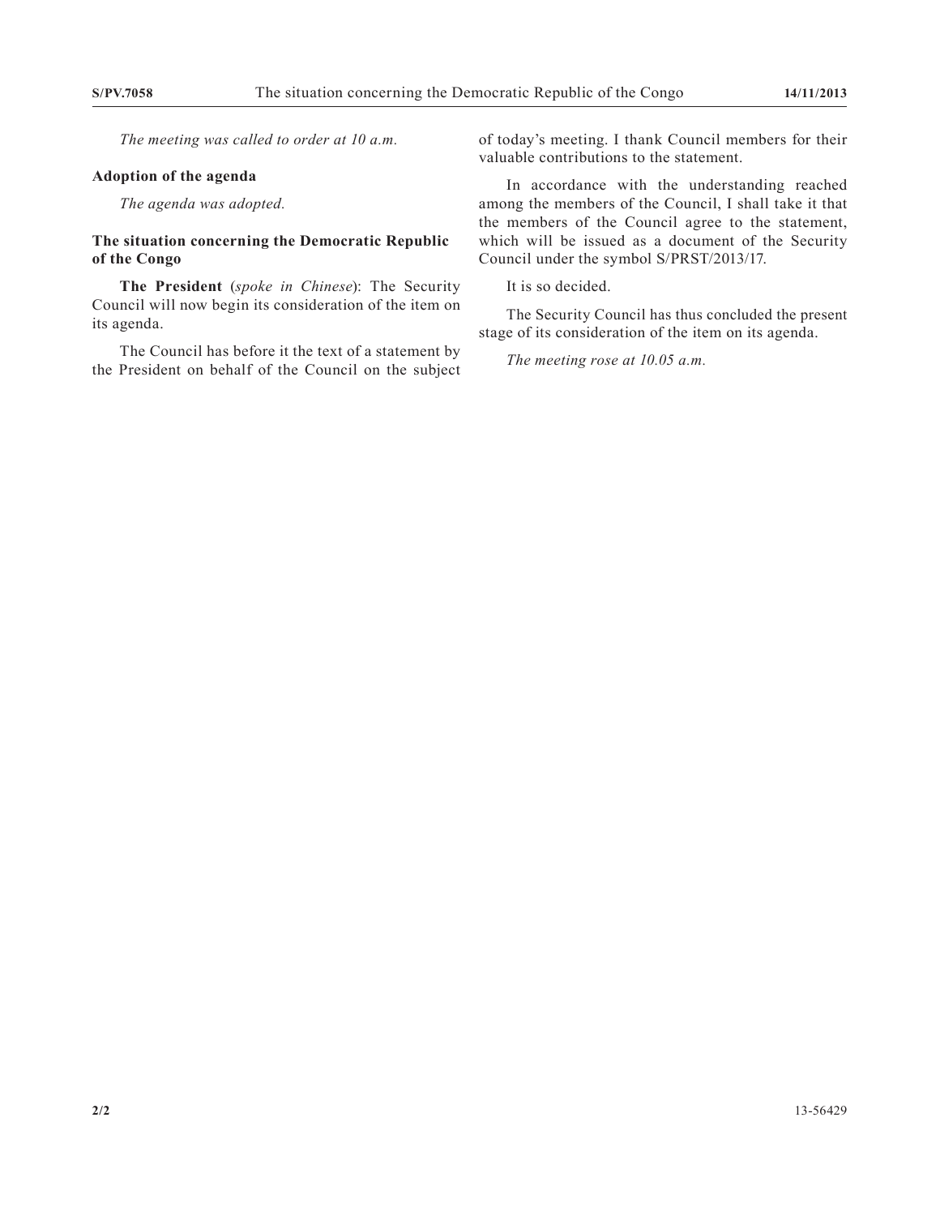*The meeting was called to order at 10 a.m.*

**Adoption of the agenda**

*The agenda was adopted.*

**The situation concerning the Democratic Republic of the Congo**

**The President** (*spoke in Chinese*): The Security Council will now begin its consideration of the item on its agenda.

The Council has before it the text of a statement by the President on behalf of the Council on the subject of today's meeting. I thank Council members for their valuable contributions to the statement.

In accordance with the understanding reached among the members of the Council, I shall take it that the members of the Council agree to the statement, which will be issued as a document of the Security Council under the symbol S/PRST/2013/17.

It is so decided.

The Security Council has thus concluded the present stage of its consideration of the item on its agenda.

*The meeting rose at 10.05 a.m.*